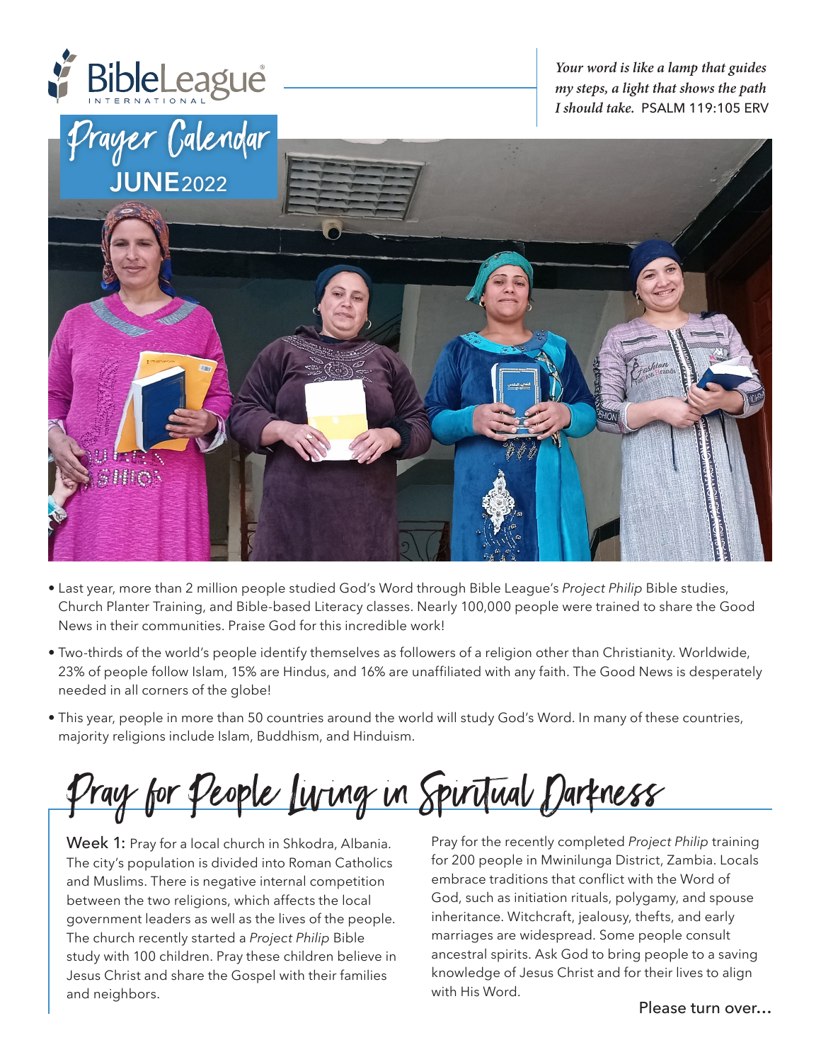BibleLeague INTERNATIONAL

# Prayer Calendar JUNE 2022

*Your word is like a lamp that guides my steps, a light that shows the path I should take.* PSALM 119:105 ERV

- Last year, more than 2 million people studied God's Word through Bible League's *Project Philip* Bible studies, Church Planter Training, and Bible-based Literacy classes. Nearly 100,000 people were trained to share the Good News in their communities. Praise God for this incredible work!
- Two-thirds of the world's people identify themselves as followers of a religion other than Christianity. Worldwide, 23% of people follow Islam, 15% are Hindus, and 16% are unaffiliated with any faith. The Good News is desperately needed in all corners of the globe!
- This year, people in more than 50 countries around the world will study God's Word. In many of these countries, majority religions include Islam, Buddhism, and Hinduism.

## Pray for People Living in Spiritual Darkness

**Week 1:** Pray for a local church in Shkodra, Albania. The city's population is divided into Roman Catholics and Muslims. There is negative internal competition between the two religions, which affects the local government leaders as well as the lives of the people. The church recently started a *Project Philip* Bible study with 100 children. Pray these children believe in Jesus Christ and share the Gospel with their families and neighbors.

Pray for the recently completed *Project Philip* training for 200 people in Mwinilunga District, Zambia. Locals embrace traditions that conflict with the Word of God, such as initiation rituals, polygamy, and spouse inheritance. Witchcraft, jealousy, thefts, and early marriages are widespread. Some people consult ancestral spirits. Ask God to bring people to a saving knowledge of Jesus Christ and for their lives to align with His Word.

Please turn over...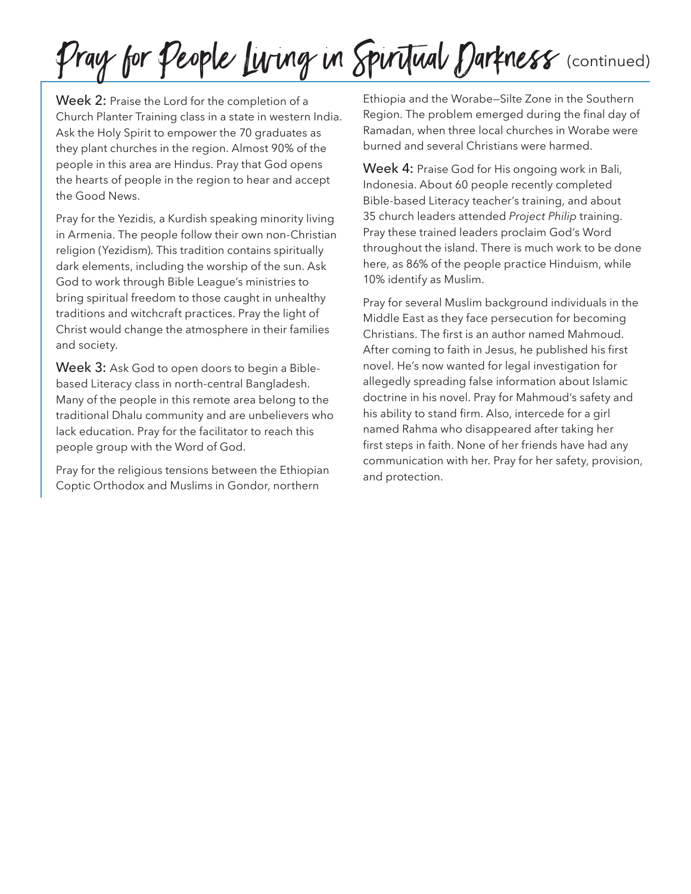# Pray for People Living in Spiritual Darkness (continued)

**Week 2:** Praise the Lord for the completion of a Church Planter Training class in a state in western India. Ask the Holy Spirit to empower the 70 graduates as they plant churches in the region. Almost 90% of the people in this area are Hindus. Pray that God opens the hearts of people in the region to hear and accept the Good News.

Pray for the Yezidis, a Kurdish speaking minority living in Armenia. The people follow their own non-Christian religion (Yezidism). This tradition contains spiritually dark elements, including the worship of the sun. Ask God to work through Bible League's ministries to bring spiritual freedom to those caught in unhealthy traditions and witchcraft practices. Pray the light of Christ would change the atmosphere in their families and society.

**Week 3:** Ask God to open doors to begin a Bible-based Literacy class in north-central Bangladesh. Many of the people in this remote area belong to the traditional Dhalu community and are unbelievers who lack education. Pray for the facilitator to reach this people group with the Word of God.

Pray for the religious tensions between the Ethiopian Coptic Orthodox and Muslims in Gondor, northern Ethiopia and the Worabe—Silte Zone in the Southern Region. The problem emerged during the final day of Ramadan, when three local churches in Worabe were burned and several Christians were harmed.

**Week 4:** Praise God for His ongoing work in Bali, Indonesia. About 60 people recently completed Bible-based Literacy teacher's training, and about 35 church leaders attended *Project Philip* training. Pray these trained leaders proclaim God's Word throughout the island. There is much work to be done here, as 86% of the people practice Hinduism, while 10% identify as Muslim.

Pray for several Muslim background individuals in the Middle East as they face persecution for becoming Christians. The first is an author named Mahmoud. After coming to faith in Jesus, he published his first novel. He's now wanted for legal investigation for allegedly spreading false information about Islamic doctrine in his novel. Pray for Mahmoud's safety and his ability to stand firm. Also, intercede for a girl named Rahma who disappeared after taking her first steps in faith. None of her friends have had any communication with her. Pray for her safety, provision, and protection.